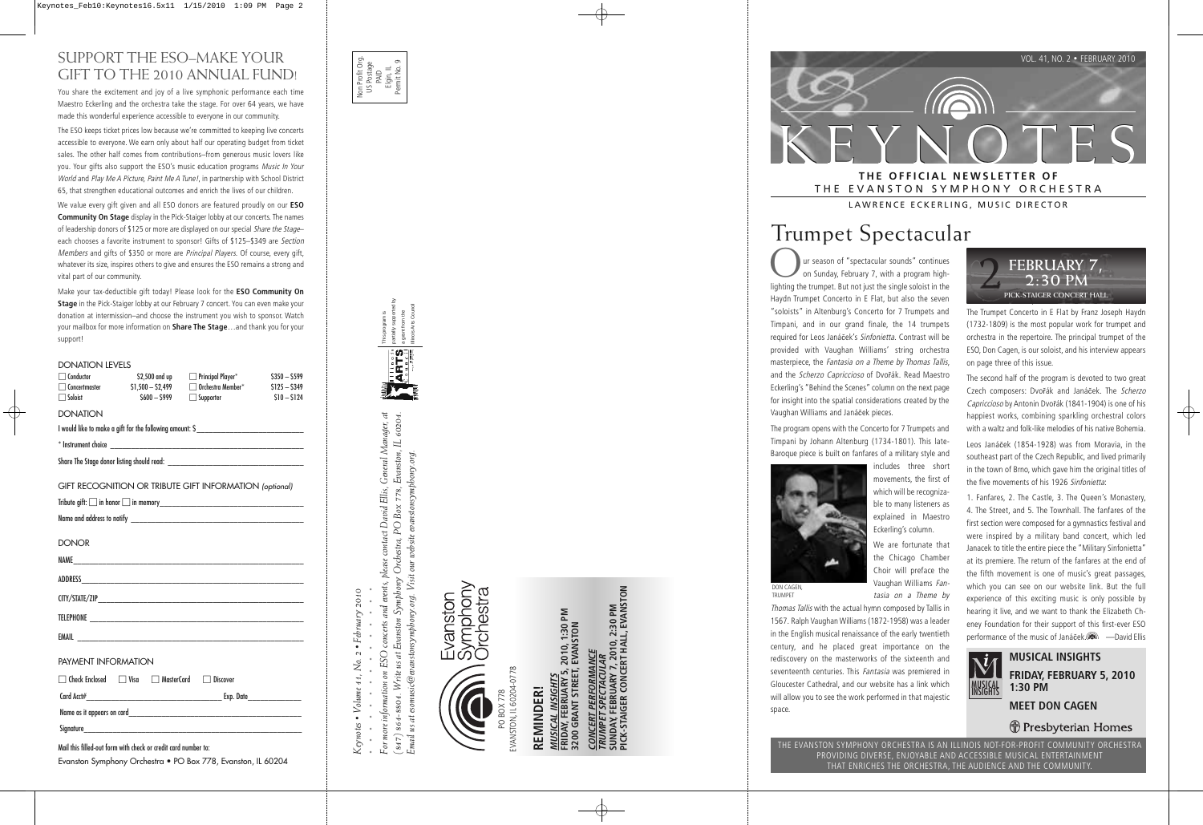# Support the ESO–Make Your Gift to the 2010 Annual Fund!

You share the excitement and joy of a live symphonic performance each time Maestro Eckerling and the orchestra take the stage. For over 64 years, we have made this wonderful experience accessible to everyone in our community.

The ESO keeps ticket prices low because we're committed to keeping live concerts accessible to everyone. We earn only about half our operating budget from ticket sales. The other half comes from contributions–from generous music lovers like you. Your gifts also support the ESO's music education programs *Music In Your World* and *Play Me A Picture, Paint Me A Tune!*, in partnership with School District 65, that strengthen educational outcomes and enrich the lives of our children.

We value every gift given and all ESO donors are featured proudly on our **ESO Community On Stage** display in the Pick-Staiger lobby at our concerts. The names of leadership donors of $125 or more are displayed on our special *Share the Stage*–each chooses a favorite instrument to sponsor! Gifts of $125–$349 are *Section Members* and gifts of $350 or more are *Principal Players*. Of course, every gift, whatever its size, inspires others to give and ensures the ESO remains a strong and vital part of our community.

Make your tax-deductible gift today! Please look for the **ESO Community On Stage** in the Pick-Staiger lobby at our February 7 concert. You can even make your donation at intermission–and choose the instrument you wish to sponsor. Watch your mailbox for more information on **Share The Stage**…and thank you for your support!

### DONATION LEVELS

| | | | |
|---|---|---|---|
| ☐ Conductor | $2,500 and up | ☐ Principal Player* | $350 – $599 |
| ☐ Concertmaster | $1,500 – $2,499 | ☐ Orchestra Member* | $125 – $349 |
| ☐ Soloist | $600 – $999 | ☐ Supporter | $10 – $124 |

### DONATION

I would like to make a gift for the following amount: $____________

* Instrument choice ____________

Share The Stage donor listing should read: ____________

### GIFT RECOGNITION OR TRIBUTE GIFT INFORMATION *(optional)*

Tribute gift: ☐ in honor ☐ in memory____________

Name and address to notify ____________

### DONOR

NAME____________

ADDRESS____________

CITY/STATE/ZIP____________

TELEPHONE ____________

EMAIL ____________

### PAYMENT INFORMATION

☐ Check Enclosed ☐ Visa ☐ MasterCard ☐ Discover

Card Acct#____________ Exp. Date____________

Name as it appears on card____________

Signature____________

Mail this filled-out form with check or credit card number to:
Evanston Symphony Orchestra • PO Box 778, Evanston, IL 60204

---

Non Profit Org.
US Postage
PAID
Elgin, IL
Permit No. 9

This program is partially supported by a grant from the Illinois Arts Council

*Keynotes • Volume 41, No. 2 • February 2010*

*For more information on ESO concerts and events, please contact David Ellis, General Manager, at (847) 864-8804. Write us at Evanston Symphony Orchestra, PO Box 778, Evanston, IL 60204. Email us at esomusic@evanstonsymphony.org. Visit our website evanstonsymphony.org.*

Evanston Symphony Orchestra
PO BOX 778
EVANSTON, IL 60204-0778

**REMINDER!**

***MUSICAL INSIGHTS***
**FRIDAY, FEBRUARY 5, 2010, 1:30 PM**
**3200 GRANT STREET, EVANSTON**

***CONCERT PERFORMANCE***
***TRUMPET SPECTACULAR***
**SUNDAY FEBRUARY 7, 2010, 2:30 PM**
**PICK-STAIGER CONCERT HALL, EVANSTON**

---

VOL. 41, NO. 2 • FEBRUARY 2010

# KEYNOTES

**THE OFFICIAL NEWSLETTER OF**
THE EVANSTON SYMPHONY ORCHESTRA

LAWRENCE ECKERLING, MUSIC DIRECTOR

# Trumpet Spectacular

2 **FEBRUARY 7, 2:30 PM**
PICK-STAIGER CONCERT HALL

Our season of "spectacular sounds" continues on Sunday, February 7, with a program highlighting the trumpet. But not just the single soloist in the Haydn Trumpet Concerto in E Flat, but also the seven "soloists" in Altenburg's Concerto for 7 Trumpets and Timpani, and in our grand finale, the 14 trumpets required for Leos Janáček's *Sinfonietta*. Contrast will be provided with Vaughan Williams' string orchestra masterpiece, the *Fantasia on a Theme by Thomas Tallis*, and the *Scherzo Capriccioso* of Dvořák. Read Maestro Eckerling's "Behind the Scenes" column on the next page for insight into the spatial considerations created by the Vaughan Williams and Janáček pieces.

The program opens with the Concerto for 7 Trumpets and Timpani by Johann Altenburg (1734-1801). This late-Baroque piece is built on fanfares of a military style and includes three short movements, the first of which will be recognizable to many listeners as explained in Maestro Eckerling's column.

DON CAGEN, TRUMPET

We are fortunate that the Chicago Chamber Choir will preface the Vaughan Williams *Fantasia on a Theme by Thomas Tallis* with the actual hymn composed by Tallis in 1567. Ralph Vaughan Williams (1872-1958) was a leader in the English musical renaissance of the early twentieth century, and he placed great importance on the rediscovery on the masterworks of the sixteenth and seventeenth centuries. This *Fantasia* was premiered in Gloucester Cathedral, and our website has a link which will allow you to see the work performed in that majestic space.

The Trumpet Concerto in E Flat by Franz Joseph Haydn (1732-1809) is the most popular work for trumpet and orchestra in the repertoire. The principal trumpet of the ESO, Don Cagen, is our soloist, and his interview appears on page three of this issue.

The second half of the program is devoted to two great Czech composers: Dvořák and Janáček. The *Scherzo Capriccioso* by Antonin Dvořák (1841-1904) is one of his happiest works, combining sparkling orchestral colors with a waltz and folk-like melodies of his native Bohemia.

Leos Janáček (1854-1928) was from Moravia, in the southeast part of the Czech Republic, and lived primarily in the town of Brno, which gave him the original titles of the five movements of his 1926 *Sinfonietta*:

1. Fanfares, 2. The Castle, 3. The Queen's Monastery, 4. The Street, and 5. The Townhall. The fanfares of the first section were composed for a gymnastics festival and were inspired by a military band concert, which led Janacek to title the entire piece the "Military Sinfonietta" at its premiere. The return of the fanfares at the end of the fifth movement is one of music's great passages, which you can see on our website link. But the full experience of this exciting music is only possible by hearing it live, and we want to thank the Elizabeth Cheney Foundation for their support of this first-ever ESO performance of the music of Janáček. —David Ellis

**MUSICAL INSIGHTS**
**FRIDAY, FEBRUARY 5, 2010 1:30 PM**
**MEET DON CAGEN**

Presbyterian Homes

THE EVANSTON SYMPHONY ORCHESTRA IS AN ILLINOIS NOT-FOR-PROFIT COMMUNITY ORCHESTRA PROVIDING DIVERSE, ENJOYABLE AND ACCESSIBLE MUSICAL ENTERTAINMENT THAT ENRICHES THE ORCHESTRA, THE AUDIENCE AND THE COMMUNITY.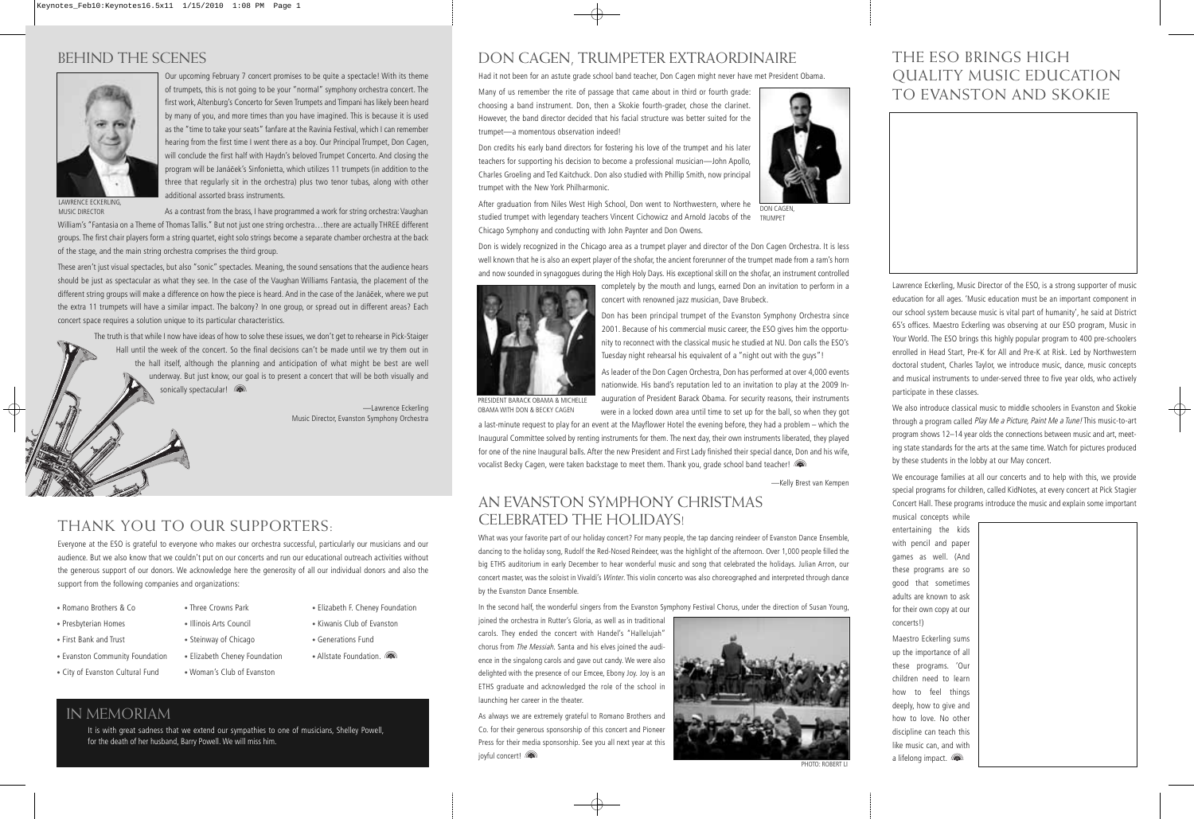## BEHIND THE SCENES

LAWRENCE ECKERLING, MUSIC DIRECTOR

Our upcoming February 7 concert promises to be quite a spectacle! With its theme of trumpets, this is not going to be your "normal" symphony orchestra concert. The first work, Altenburg's Concerto for Seven Trumpets and Timpani has likely been heard by many of you, and more times than you have imagined. This is because it is used as the "time to take your seats" fanfare at the Ravinia Festival, which I can remember hearing from the first time I went there as a boy. Our Principal Trumpet, Don Cagen, will conclude the first half with Haydn's beloved Trumpet Concerto. And closing the program will be Janáček's Sinfonietta, which utilizes 11 trumpets (in addition to the three that regularly sit in the orchestra) plus two tenor tubas, along with other additional assorted brass instruments.

As a contrast from the brass, I have programmed a work for string orchestra: Vaughan William's "Fantasia on a Theme of Thomas Tallis." But not just one string orchestra…there are actually THREE different groups. The first chair players form a string quartet, eight solo strings become a separate chamber orchestra at the back of the stage, and the main string orchestra comprises the third group.

These aren't just visual spectacles, but also "sonic" spectacles. Meaning, the sound sensations that the audience hears should be just as spectacular as what they see. In the case of the Vaughan Williams Fantasia, the placement of the different string groups will make a difference on how the piece is heard. And in the case of the Janáček, where we put the extra 11 trumpets will have a similar impact. The balcony? In one group, or spread out in different areas? Each concert space requires a solution unique to its particular characteristics.

The truth is that while I now have ideas of how to solve these issues, we don't get to rehearse in Pick-Staiger Hall until the week of the concert. So the final decisions can't be made until we try them out in the hall itself, although the planning and anticipation of what might be best are well underway. But just know, our goal is to present a concert that will be both visually and sonically spectacular!

—Lawrence Eckerling
Music Director, Evanston Symphony Orchestra

## THANK YOU TO OUR SUPPORTERS:

Everyone at the ESO is grateful to everyone who makes our orchestra successful, particularly our musicians and our audience. But we also know that we couldn't put on our concerts and run our educational outreach activities without the generous support of our donors. We acknowledge here the generosity of all our individual donors and also the support from the following companies and organizations:

- Romano Brothers & Co
- Presbyterian Homes
- First Bank and Trust
- Evanston Community Foundation
- City of Evanston Cultural Fund
- Three Crowns Park
- Illinois Arts Council
- Steinway of Chicago
- Elizabeth Cheney Foundation
- Woman's Club of Evanston
- Elizabeth F. Cheney Foundation
- Kiwanis Club of Evanston
- Generations Fund
- Allstate Foundation.

## IN MEMORIAM

It is with great sadness that we extend our sympathies to one of musicians, Shelley Powell, for the death of her husband, Barry Powell. We will miss him.

## DON CAGEN, TRUMPETER EXTRAORDINAIRE

Had it not been for an astute grade school band teacher, Don Cagen might never have met President Obama.

Many of us remember the rite of passage that came about in third or fourth grade: choosing a band instrument. Don, then a Skokie fourth-grader, chose the clarinet. However, the band director decided that his facial structure was better suited for the trumpet—a momentous observation indeed!

Don credits his early band directors for fostering his love of the trumpet and his later teachers for supporting his decision to become a professional musician—John Apollo, Charles Groeling and Ted Kaitchuck. Don also studied with Phillip Smith, now principal trumpet with the New York Philharmonic.

After graduation from Niles West High School, Don went to Northwestern, where he studied trumpet with legendary teachers Vincent Cichowicz and Arnold Jacobs of the Chicago Symphony and conducting with John Paynter and Don Owens.

DON CAGEN, TRUMPET

Don is widely recognized in the Chicago area as a trumpet player and director of the Don Cagen Orchestra. It is less well known that he is also an expert player of the shofar, the ancient forerunner of the trumpet made from a ram's horn and now sounded in synagogues during the High Holy Days. His exceptional skill on the shofar, an instrument controlled completely by the mouth and lungs, earned Don an invitation to perform in a concert with renowned jazz musician, Dave Brubeck.

Don has been principal trumpet of the Evanston Symphony Orchestra since 2001. Because of his commercial music career, the ESO gives him the opportunity to reconnect with the classical music he studied at NU. Don calls the ESO's Tuesday night rehearsal his equivalent of a "night out with the guys"!

As leader of the Don Cagen Orchestra, Don has performed at over 4,000 events nationwide. His band's reputation led to an invitation to play at the 2009 Inauguration of President Barack Obama. For security reasons, their instruments were in a locked down area until time to set up for the ball, so when they got a last-minute request to play for an event at the Mayflower Hotel the evening before, they had a problem – which the Inaugural Committee solved by renting instruments for them. The next day, their own instruments liberated, they played for one of the nine Inaugural balls. After the new President and First Lady finished their special dance, Don and his wife, vocalist Becky Cagen, were taken backstage to meet them. Thank you, grade school band teacher!

PRESIDENT BARACK OBAMA & MICHELLE OBAMA WITH DON & BECKY CAGEN

—Kelly Brest van Kempen

## AN EVANSTON SYMPHONY CHRISTMAS CELEBRATED THE HOLIDAYS!

What was your favorite part of our holiday concert? For many people, the tap dancing reindeer of Evanston Dance Ensemble, dancing to the holiday song, Rudolf the Red-Nosed Reindeer, was the highlight of the afternoon. Over 1,000 people filled the big ETHS auditorium in early December to hear wonderful music and song that celebrated the holidays. Julian Arron, our concert master, was the soloist in Vivaldi's *Winter*. This violin concerto was also choreographed and interpreted through dance by the Evanston Dance Ensemble.

In the second half, the wonderful singers from the Evanston Symphony Festival Chorus, under the direction of Susan Young, joined the orchestra in Rutter's Gloria, as well as in traditional carols. They ended the concert with Handel's "Hallelujah" chorus from *The Messiah*. Santa and his elves joined the audience in the singalong carols and gave out candy. We were also delighted with the presence of our Emcee, Ebony Joy. Joy is an ETHS graduate and acknowledged the role of the school in launching her career in the theater.

As always we are extremely grateful to Romano Brothers and Co. for their generous sponsorship of this concert and Pioneer Press for their media sponsorship. See you all next year at this joyful concert!

PHOTO: ROBERT LI

## THE ESO BRINGS HIGH QUALITY MUSIC EDUCATION TO EVANSTON AND SKOKIE

Lawrence Eckerling, Music Director of the ESO, is a strong supporter of music education for all ages. 'Music education must be an important component in our school system because music is vital part of humanity', he said at District 65's offices. Maestro Eckerling was observing at our ESO program, Music in Your World. The ESO brings this highly popular program to 400 pre-schoolers enrolled in Head Start, Pre-K for All and Pre-K at Risk. Led by Northwestern doctoral student, Charles Taylor, we introduce music, dance, music concepts and musical instruments to under-served three to five year olds, who actively participate in these classes.

We also introduce classical music to middle schoolers in Evanston and Skokie through a program called *Play Me a Picture, Paint Me a Tune!* This music-to-art program shows 12–14 year olds the connections between music and art, meeting state standards for the arts at the same time. Watch for pictures produced by these students in the lobby at our May concert.

We encourage families at all our concerts and to help with this, we provide special programs for children, called KidNotes, at every concert at Pick Stagier Concert Hall. These programs introduce the music and explain some important musical concepts while entertaining the kids with pencil and paper games as well. (And these programs are so good that sometimes adults are known to ask for their own copy at our concerts!)

Maestro Eckerling sums up the importance of all these programs. 'Our children need to learn how to feel things deeply, how to give and how to love. No other discipline can teach this like music can, and with a lifelong impact.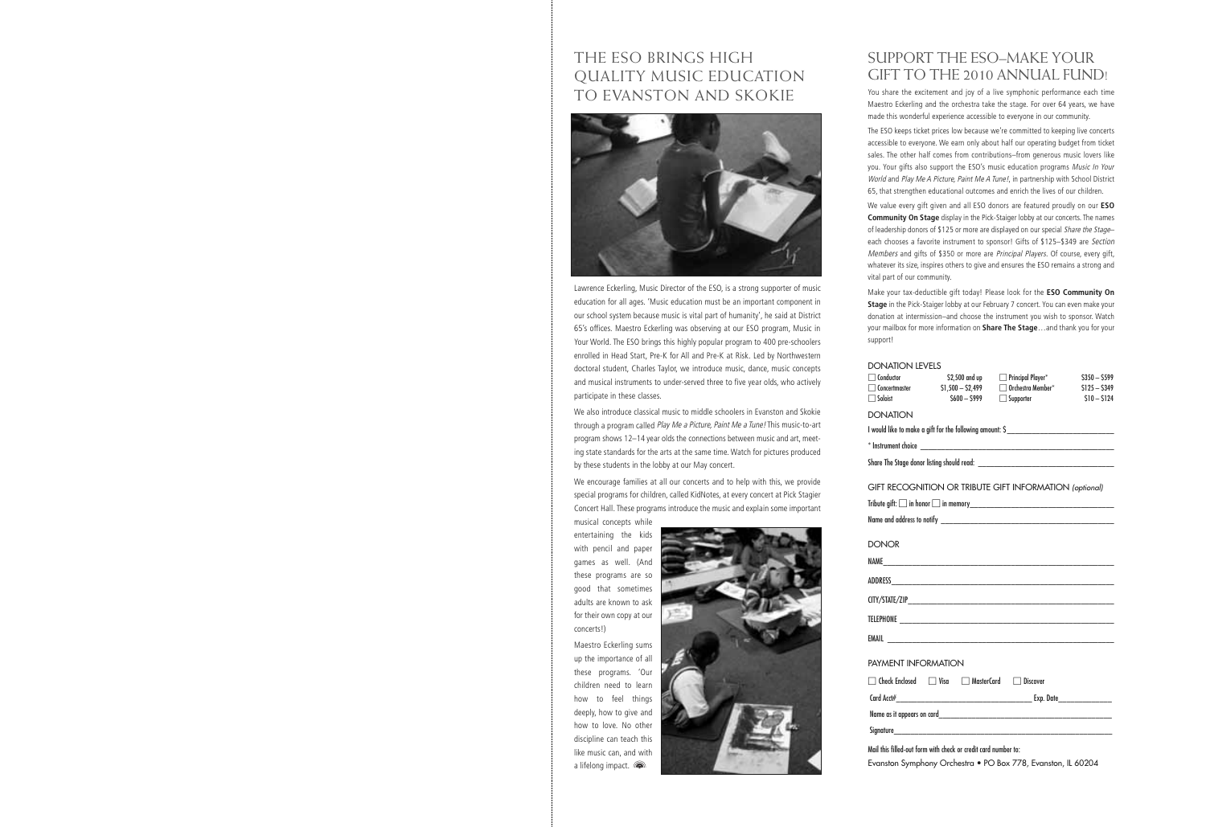# THE ESO BRINGS HIGH QUALITY MUSIC EDUCATION TO EVANSTON AND SKOKIE

Lawrence Eckerling, Music Director of the ESO, is a strong supporter of music education for all ages. 'Music education must be an important component in our school system because music is vital part of humanity', he said at District 65's offices. Maestro Eckerling was observing at our ESO program, Music in Your World. The ESO brings this highly popular program to 400 pre-schoolers enrolled in Head Start, Pre-K for All and Pre-K at Risk. Led by Northwestern doctoral student, Charles Taylor, we introduce music, dance, music concepts and musical instruments to under-served three to five year olds, who actively participate in these classes.

We also introduce classical music to middle schoolers in Evanston and Skokie through a program called *Play Me a Picture, Paint Me a Tune!* This music-to-art program shows 12–14 year olds the connections between music and art, meeting state standards for the arts at the same time. Watch for pictures produced by these students in the lobby at our May concert.

We encourage families at all our concerts and to help with this, we provide special programs for children, called KidNotes, at every concert at Pick Stagier Concert Hall. These programs introduce the music and explain some important musical concepts while entertaining the kids with pencil and paper games as well. (And these programs are so good that sometimes adults are known to ask for their own copy at our concerts!)

Maestro Eckerling sums up the importance of all these programs. 'Our children need to learn how to feel things deeply, how to give and how to love. No other discipline can teach this like music can, and with a lifelong impact.

# SUPPORT THE ESO–MAKE YOUR GIFT TO THE 2010 ANNUAL FUND!

You share the excitement and joy of a live symphonic performance each time Maestro Eckerling and the orchestra take the stage. For over 64 years, we have made this wonderful experience accessible to everyone in our community.

The ESO keeps ticket prices low because we're committed to keeping live concerts accessible to everyone. We earn only about half our operating budget from ticket sales. The other half comes from contributions–from generous music lovers like you. Your gifts also support the ESO's music education programs *Music In Your World* and *Play Me A Picture, Paint Me A Tune!*, in partnership with School District 65, that strengthen educational outcomes and enrich the lives of our children.

We value every gift given and all ESO donors are featured proudly on our **ESO Community On Stage** display in the Pick-Staiger lobby at our concerts. The names of leadership donors of $125 or more are displayed on our special *Share the Stage*–each chooses a favorite instrument to sponsor! Gifts of $125–$349 are *Section Members* and gifts of $350 or more are *Principal Players*. Of course, every gift, whatever its size, inspires others to give and ensures the ESO remains a strong and vital part of our community.

Make your tax-deductible gift today! Please look for the **ESO Community On Stage** in the Pick-Staiger lobby at our February 7 concert. You can even make your donation at intermission–and choose the instrument you wish to sponsor. Watch your mailbox for more information on **Share The Stage**…and thank you for your support!

## DONATION LEVELS

| | | | |
|---|---|---|---|
| ☐ Conductor | $2,500 and up | ☐ Principal Player* | $350 – $599 |
| ☐ Concertmaster | $1,500 – $2,499 | ☐ Orchestra Member* | $125 – $349 |
| ☐ Soloist | $600 – $999 | ☐ Supporter | $10 – $124 |

## DONATION

I would like to make a gift for the following amount: $\_\_\_\_\_\_\_\_\_\_\_\_\_\_\_\_\_\_\_\_

* Instrument choice \_\_\_\_\_\_\_\_\_\_\_\_\_\_\_\_\_\_\_\_

Share The Stage donor listing should read: \_\_\_\_\_\_\_\_\_\_\_\_\_\_\_\_\_\_\_\_

## GIFT RECOGNITION OR TRIBUTE GIFT INFORMATION *(optional)*

Tribute gift: ☐ in honor ☐ in memory\_\_\_\_\_\_\_\_\_\_\_\_\_\_\_\_\_\_\_\_

Name and address to notify \_\_\_\_\_\_\_\_\_\_\_\_\_\_\_\_\_\_\_\_

## DONOR

NAME\_\_\_\_\_\_\_\_\_\_\_\_\_\_\_\_\_\_\_\_

ADDRESS\_\_\_\_\_\_\_\_\_\_\_\_\_\_\_\_\_\_\_\_

CITY/STATE/ZIP\_\_\_\_\_\_\_\_\_\_\_\_\_\_\_\_\_\_\_\_

TELEPHONE \_\_\_\_\_\_\_\_\_\_\_\_\_\_\_\_\_\_\_\_

EMAIL \_\_\_\_\_\_\_\_\_\_\_\_\_\_\_\_\_\_\_\_

## PAYMENT INFORMATION

☐ Check Enclosed ☐ Visa ☐ MasterCard ☐ Discover

Card Acct#\_\_\_\_\_\_\_\_\_\_\_\_\_\_\_\_\_\_\_\_ Exp. Date\_\_\_\_\_\_\_\_\_\_

Name as it appears on card\_\_\_\_\_\_\_\_\_\_\_\_\_\_\_\_\_\_\_\_

Signature\_\_\_\_\_\_\_\_\_\_\_\_\_\_\_\_\_\_\_\_

Mail this filled-out form with check or credit card number to:

Evanston Symphony Orchestra • PO Box 778, Evanston, IL 60204